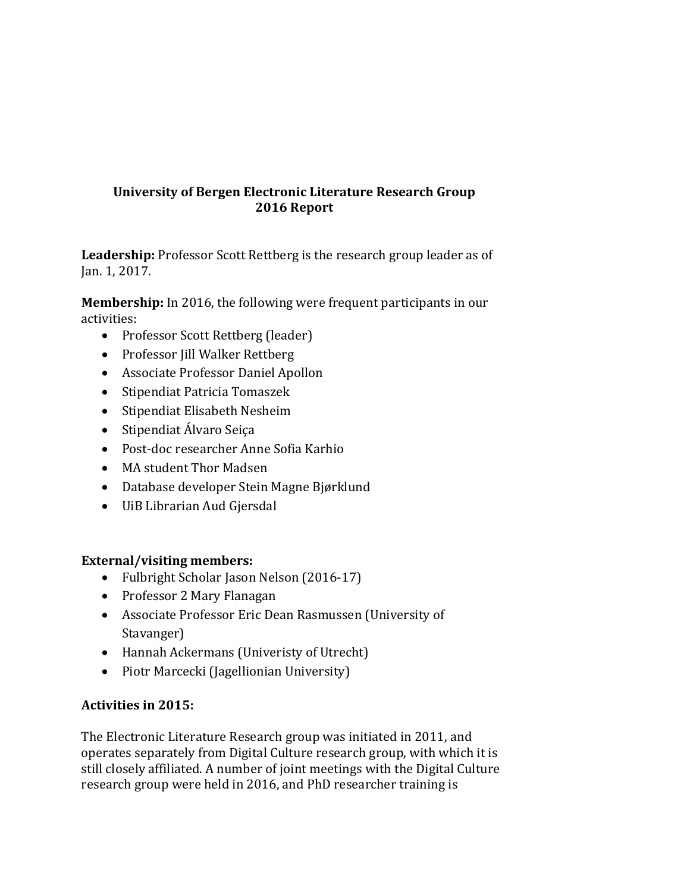**University of Bergen Electronic Literature Research Group**
**2016 Report**

**Leadership:** Professor Scott Rettberg is the research group leader as of Jan. 1, 2017.

**Membership:** In 2016, the following were frequent participants in our activities:

- Professor Scott Rettberg (leader)
- Professor Jill Walker Rettberg
- Associate Professor Daniel Apollon
- Stipendiat Patricia Tomaszek
- Stipendiat Elisabeth Nesheim
- Stipendiat Álvaro Seiça
- Post-doc researcher Anne Sofia Karhio
- MA student Thor Madsen
- Database developer Stein Magne Bjørklund
- UiB Librarian Aud Gjersdal

**External/visiting members:**

- Fulbright Scholar Jason Nelson (2016-17)
- Professor 2 Mary Flanagan
- Associate Professor Eric Dean Rasmussen (University of Stavanger)
- Hannah Ackermans (Univeristy of Utrecht)
- Piotr Marcecki (Jagellionian University)

**Activities in 2015:**

The Electronic Literature Research group was initiated in 2011, and operates separately from Digital Culture research group, with which it is still closely affiliated. A number of joint meetings with the Digital Culture research group were held in 2016, and PhD researcher training is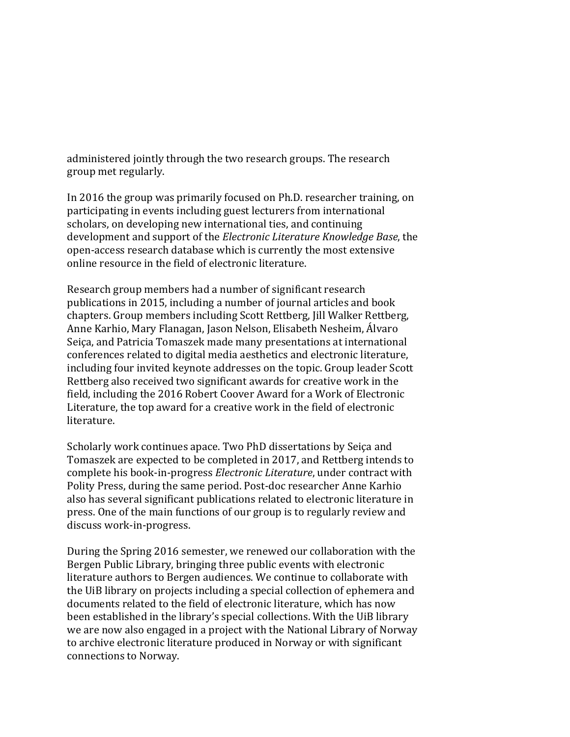administered jointly through the two research groups. The research group met regularly.

In 2016 the group was primarily focused on Ph.D. researcher training, on participating in events including guest lecturers from international scholars, on developing new international ties, and continuing development and support of the *Electronic Literature Knowledge Base*, the open-access research database which is currently the most extensive online resource in the field of electronic literature.

Research group members had a number of significant research publications in 2015, including a number of journal articles and book chapters. Group members including Scott Rettberg, Jill Walker Rettberg, Anne Karhio, Mary Flanagan, Jason Nelson, Elisabeth Nesheim, Álvaro Seiça, and Patricia Tomaszek made many presentations at international conferences related to digital media aesthetics and electronic literature, including four invited keynote addresses on the topic. Group leader Scott Rettberg also received two significant awards for creative work in the field, including the 2016 Robert Coover Award for a Work of Electronic Literature, the top award for a creative work in the field of electronic literature.

Scholarly work continues apace. Two PhD dissertations by Seiça and Tomaszek are expected to be completed in 2017, and Rettberg intends to complete his book-in-progress *Electronic Literature*, under contract with Polity Press, during the same period. Post-doc researcher Anne Karhio also has several significant publications related to electronic literature in press. One of the main functions of our group is to regularly review and discuss work-in-progress.

During the Spring 2016 semester, we renewed our collaboration with the Bergen Public Library, bringing three public events with electronic literature authors to Bergen audiences. We continue to collaborate with the UiB library on projects including a special collection of ephemera and documents related to the field of electronic literature, which has now been established in the library's special collections. With the UiB library we are now also engaged in a project with the National Library of Norway to archive electronic literature produced in Norway or with significant connections to Norway.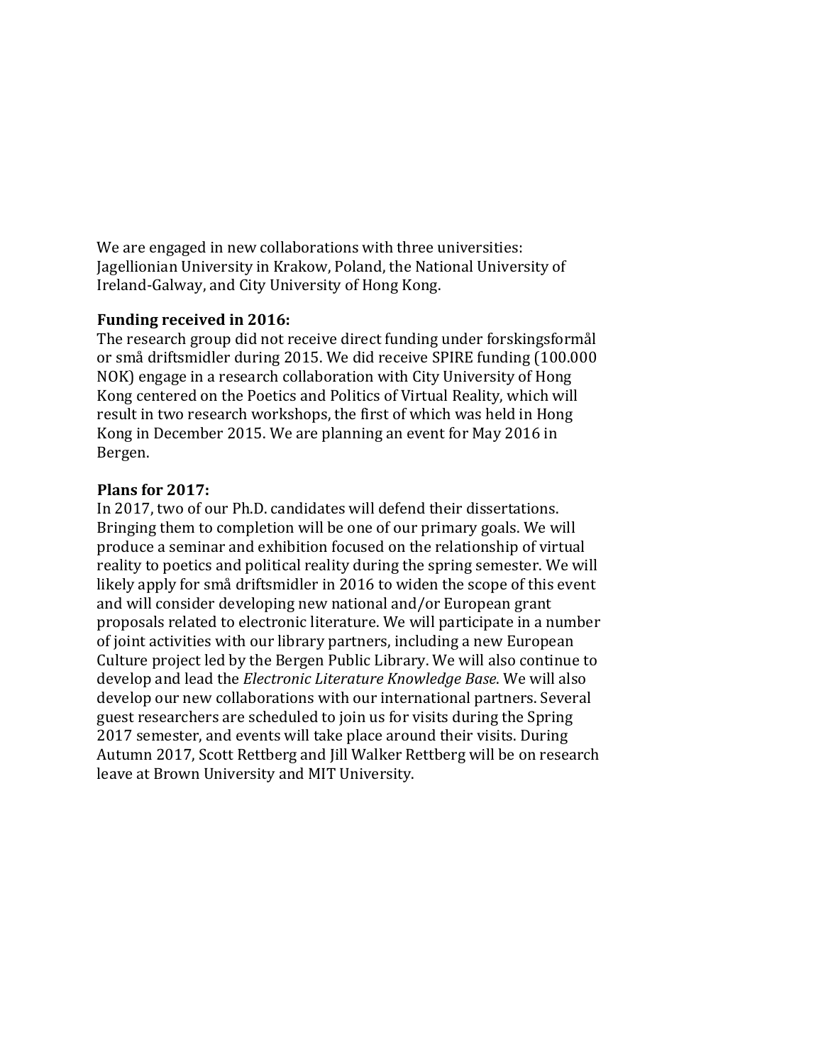We are engaged in new collaborations with three universities: Jagellionian University in Krakow, Poland, the National University of Ireland-Galway, and City University of Hong Kong.

**Funding received in 2016:**
The research group did not receive direct funding under forskingsformål or små driftsmidler during 2015. We did receive SPIRE funding (100.000 NOK) engage in a research collaboration with City University of Hong Kong centered on the Poetics and Politics of Virtual Reality, which will result in two research workshops, the first of which was held in Hong Kong in December 2015. We are planning an event for May 2016 in Bergen.

**Plans for 2017:**
In 2017, two of our Ph.D. candidates will defend their dissertations. Bringing them to completion will be one of our primary goals. We will produce a seminar and exhibition focused on the relationship of virtual reality to poetics and political reality during the spring semester. We will likely apply for små driftsmidler in 2016 to widen the scope of this event and will consider developing new national and/or European grant proposals related to electronic literature. We will participate in a number of joint activities with our library partners, including a new European Culture project led by the Bergen Public Library. We will also continue to develop and lead the *Electronic Literature Knowledge Base*. We will also develop our new collaborations with our international partners. Several guest researchers are scheduled to join us for visits during the Spring 2017 semester, and events will take place around their visits. During Autumn 2017, Scott Rettberg and Jill Walker Rettberg will be on research leave at Brown University and MIT University.